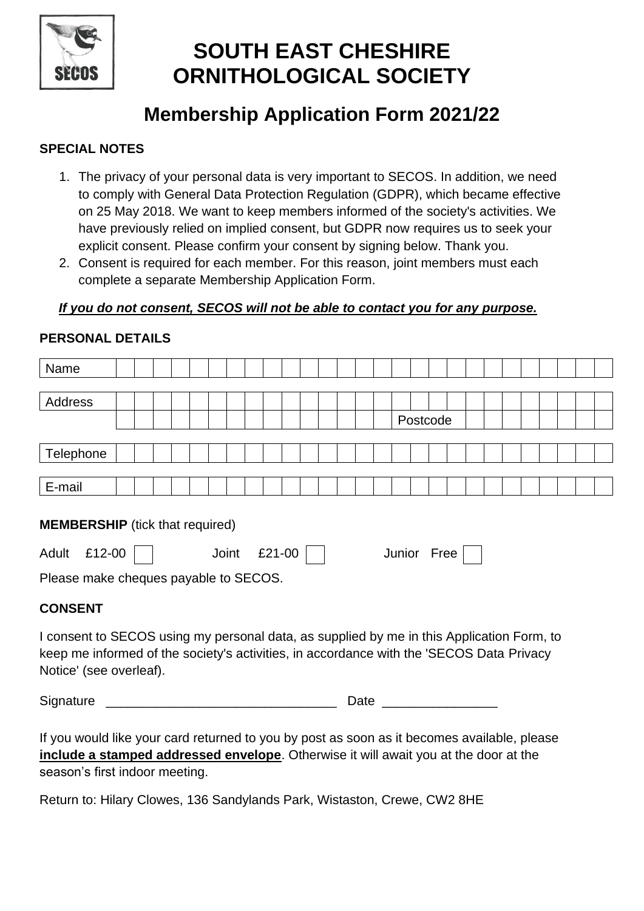# SOUTH EAST CHESHIRE ORNITHOLOGICAL SOCIETY

## Membership Application Form 2021/22

**SPECIAL NOTES**

1. The privacy of your personal data is very important to SECOS. In addition, we need to comply with General Data Protection Regulation (GDPR), which became effective on 25 May 2018. We want to keep members informed of the society's activities. We have previously relied on implied consent, but GDPR now requires us to seek your explicit consent. Please confirm your consent by signing below. Thank you.
2. Consent is required for each member. For this reason, joint members must each complete a separate Membership Application Form.

***If you do not consent, SECOS will not be able to contact you for any purpose.***

**PERSONAL DETAILS**

| | |
|---|---|
| Name | |
| Address | |
| | Postcode |
| Telephone | |
| E-mail | |

**MEMBERSHIP** (tick that required)

Adult £12-00 ☐ Joint £21-00 ☐ Junior Free ☐

Please make cheques payable to SECOS.

**CONSENT**

I consent to SECOS using my personal data, as supplied by me in this Application Form, to keep me informed of the society's activities, in accordance with the 'SECOS Data Privacy Notice' (see overleaf).

Signature ________________________________ Date ________________

If you would like your card returned to you by post as soon as it becomes available, please **include a stamped addressed envelope**. Otherwise it will await you at the door at the season's first indoor meeting.

Return to: Hilary Clowes, 136 Sandylands Park, Wistaston, Crewe, CW2 8HE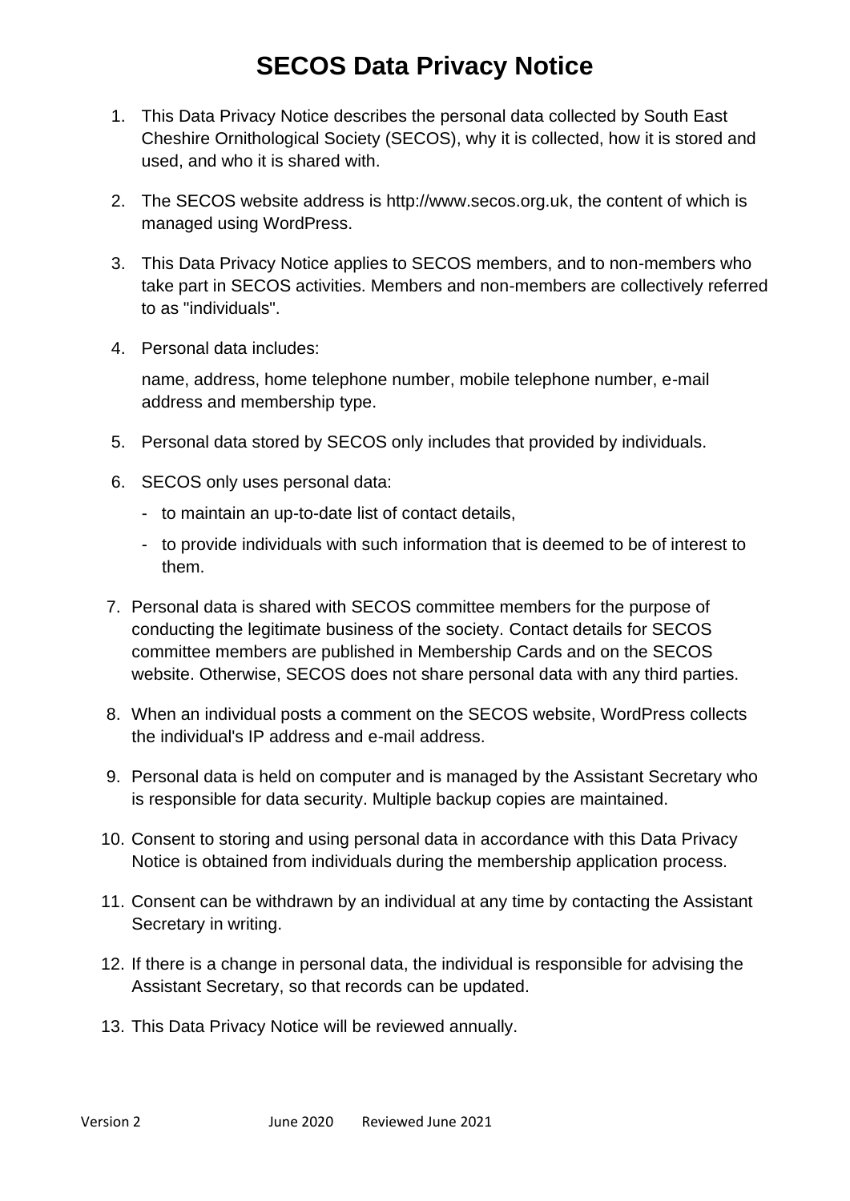# SECOS Data Privacy Notice

1. This Data Privacy Notice describes the personal data collected by South East Cheshire Ornithological Society (SECOS), why it is collected, how it is stored and used, and who it is shared with.

2. The SECOS website address is http://www.secos.org.uk, the content of which is managed using WordPress.

3. This Data Privacy Notice applies to SECOS members, and to non-members who take part in SECOS activities. Members and non-members are collectively referred to as "individuals".

4. Personal data includes:

   name, address, home telephone number, mobile telephone number, e-mail address and membership type.

5. Personal data stored by SECOS only includes that provided by individuals.

6. SECOS only uses personal data:
   - to maintain an up-to-date list of contact details,
   - to provide individuals with such information that is deemed to be of interest to them.

7. Personal data is shared with SECOS committee members for the purpose of conducting the legitimate business of the society. Contact details for SECOS committee members are published in Membership Cards and on the SECOS website. Otherwise, SECOS does not share personal data with any third parties.

8. When an individual posts a comment on the SECOS website, WordPress collects the individual's IP address and e-mail address.

9. Personal data is held on computer and is managed by the Assistant Secretary who is responsible for data security. Multiple backup copies are maintained.

10. Consent to storing and using personal data in accordance with this Data Privacy Notice is obtained from individuals during the membership application process.

11. Consent can be withdrawn by an individual at any time by contacting the Assistant Secretary in writing.

12. If there is a change in personal data, the individual is responsible for advising the Assistant Secretary, so that records can be updated.

13. This Data Privacy Notice will be reviewed annually.

Version 2 June 2020 Reviewed June 2021